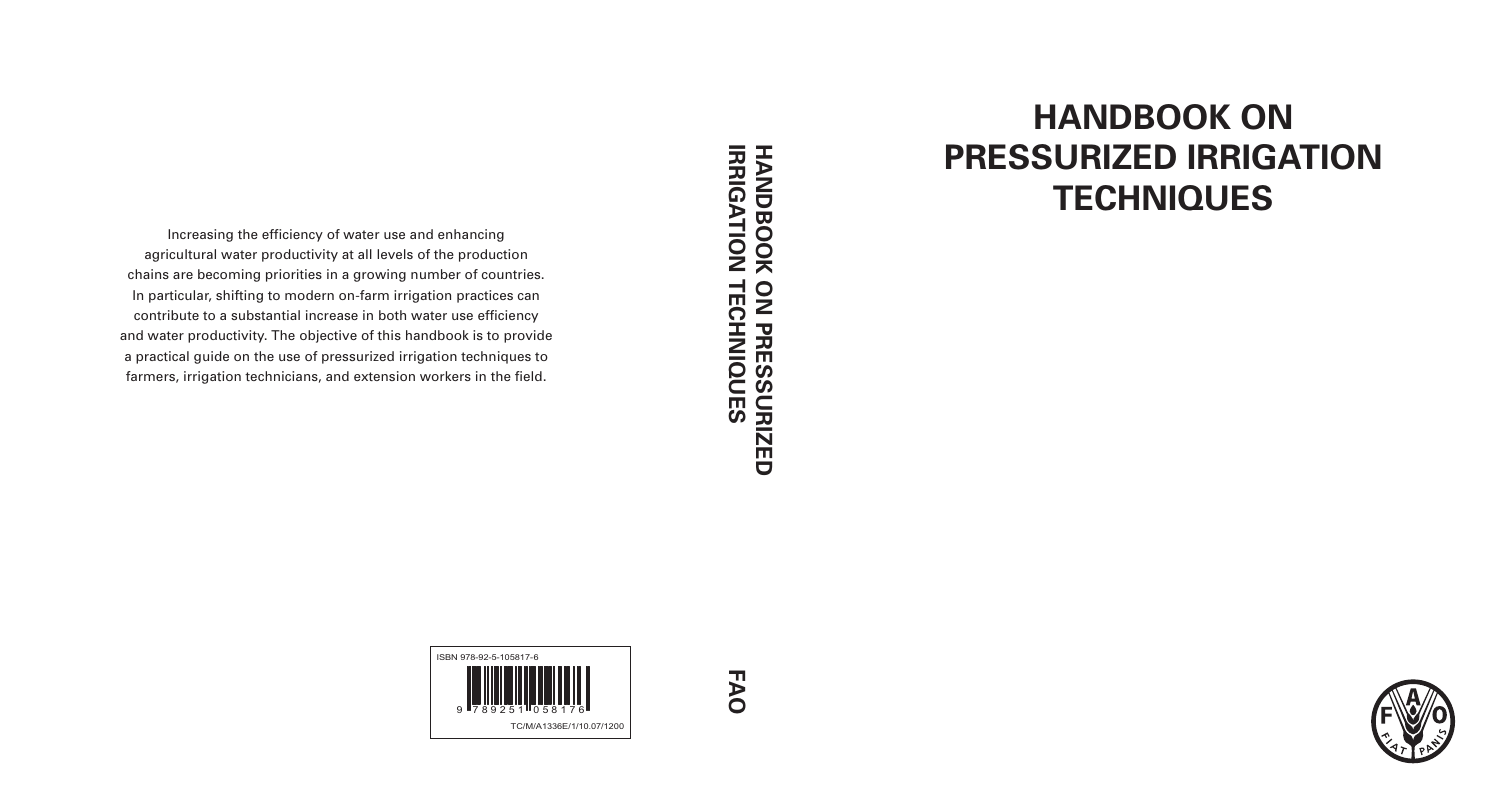# HANDBOOK ON PRESSURIZED IRRIGATION TECHNIQUES

Increasing the efficiency of water use and enhancing agricultural water productivity at all levels of the production chains are becoming priorities in a growing number of countries. In particular, shifting to modern on-farm irrigation practices can contribute to a substantial increase in both water use efficiency and water productivity. The objective of this handbook is to provide a practical guide on the use of pressurized irrigation techniques to farmers, irrigation technicians, and extension workers in the field.

HANDBOOK ON PRESSURIZED IRRIGATION TECHNIQUES

FAO

ISBN 978-92-5-105817-6

9 789251 058176

TC/M/A1336E/1/10.07/1200

FIAT PANIS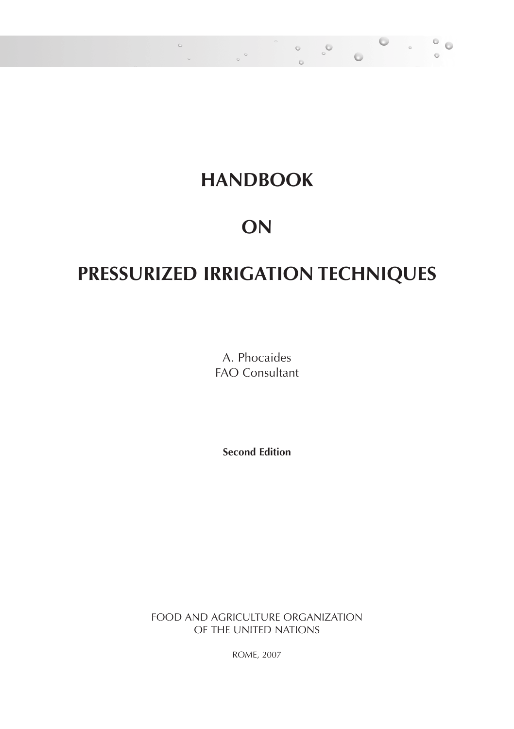# HANDBOOK

# ON

# PRESSURIZED IRRIGATION TECHNIQUES

A. Phocaides
FAO Consultant

**Second Edition**

FOOD AND AGRICULTURE ORGANIZATION
OF THE UNITED NATIONS

ROME, 2007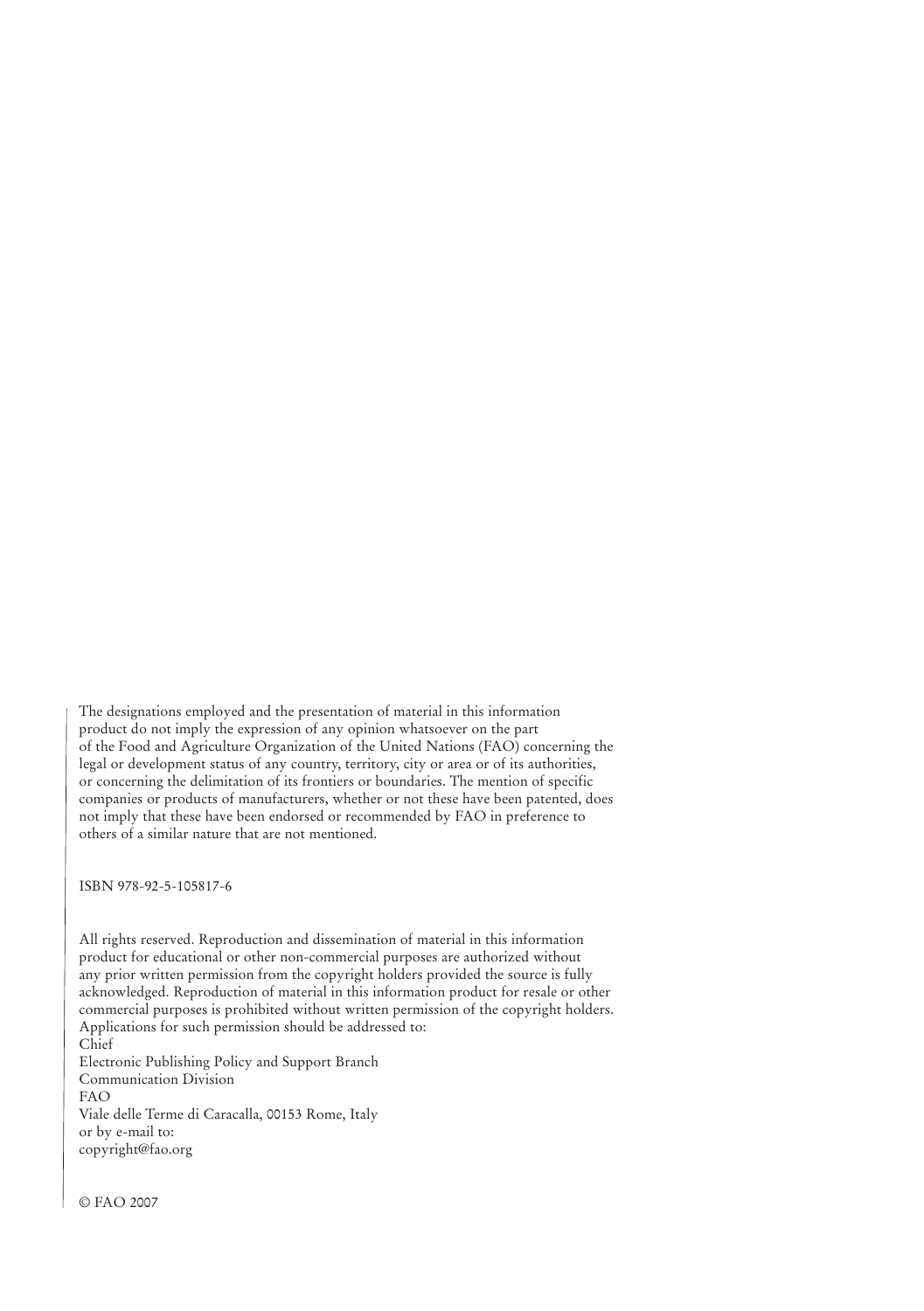The designations employed and the presentation of material in this information product do not imply the expression of any opinion whatsoever on the part of the Food and Agriculture Organization of the United Nations (FAO) concerning the legal or development status of any country, territory, city or area or of its authorities, or concerning the delimitation of its frontiers or boundaries. The mention of specific companies or products of manufacturers, whether or not these have been patented, does not imply that these have been endorsed or recommended by FAO in preference to others of a similar nature that are not mentioned.

ISBN 978-92-5-105817-6

All rights reserved. Reproduction and dissemination of material in this information product for educational or other non-commercial purposes are authorized without any prior written permission from the copyright holders provided the source is fully acknowledged. Reproduction of material in this information product for resale or other commercial purposes is prohibited without written permission of the copyright holders. Applications for such permission should be addressed to:
Chief
Electronic Publishing Policy and Support Branch
Communication Division
FAO
Viale delle Terme di Caracalla, 00153 Rome, Italy
or by e-mail to:
copyright@fao.org

© FAO 2007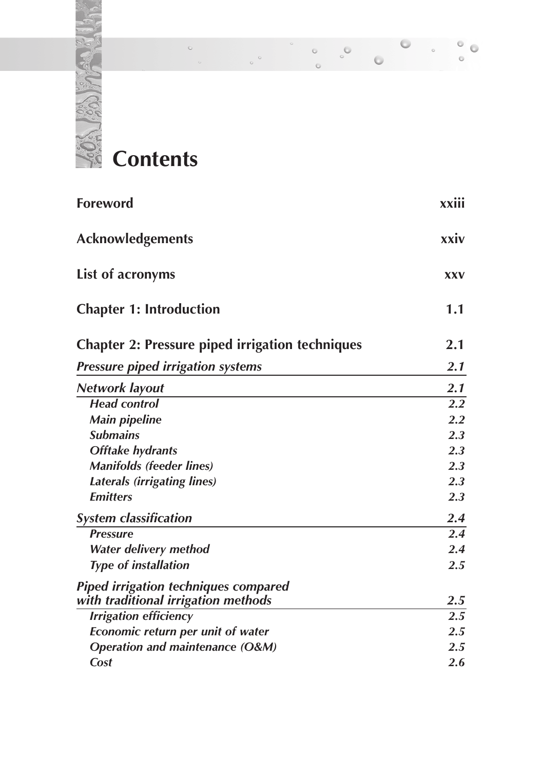# Contents

**Foreword** xxiii

**Acknowledgements** xxiv

**List of acronyms** xxv

**Chapter 1: Introduction** 1.1

**Chapter 2: Pressure piped irrigation techniques** 2.1

***Pressure piped irrigation systems*** *2.1*

***Network layout*** *2.1*

- ***Head control*** *2.2*
- ***Main pipeline*** *2.2*
- ***Submains*** *2.3*
- ***Offtake hydrants*** *2.3*
- ***Manifolds (feeder lines)*** *2.3*
- ***Laterals (irrigating lines)*** *2.3*
- ***Emitters*** *2.3*

***System classification*** *2.4*

- ***Pressure*** *2.4*
- ***Water delivery method*** *2.4*
- ***Type of installation*** *2.5*

***Piped irrigation techniques compared with traditional irrigation methods*** *2.5*

- ***Irrigation efficiency*** *2.5*
- ***Economic return per unit of water*** *2.5*
- ***Operation and maintenance (O&M)*** *2.5*
- ***Cost*** *2.6*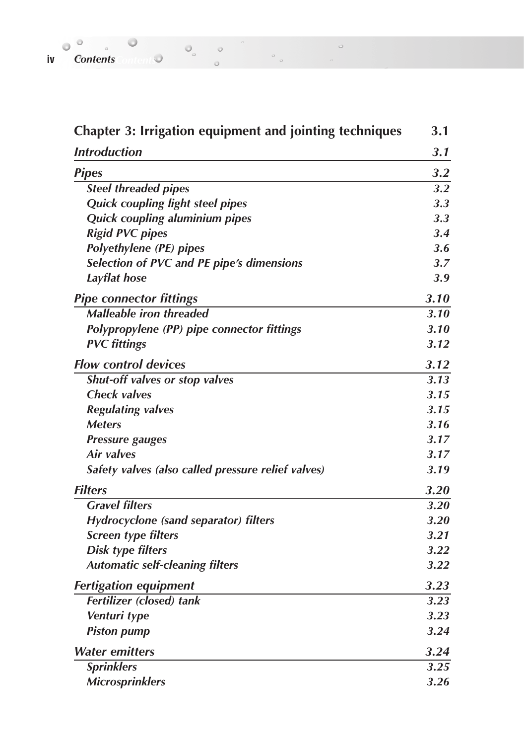| **Chapter 3: Irrigation equipment and jointing techniques** | **3.1** |
|---|---|
| ***Introduction*** | ***3.1*** |
| ***Pipes*** | ***3.2*** |
| *Steel threaded pipes* | *3.2* |
| *Quick coupling light steel pipes* | *3.3* |
| *Quick coupling aluminium pipes* | *3.3* |
| *Rigid PVC pipes* | *3.4* |
| *Polyethylene (PE) pipes* | *3.6* |
| *Selection of PVC and PE pipe's dimensions* | *3.7* |
| *Layflat hose* | *3.9* |
| ***Pipe connector fittings*** | ***3.10*** |
| *Malleable iron threaded* | *3.10* |
| *Polypropylene (PP) pipe connector fittings* | *3.10* |
| *PVC fittings* | *3.12* |
| ***Flow control devices*** | ***3.12*** |
| *Shut-off valves or stop valves* | *3.13* |
| *Check valves* | *3.15* |
| *Regulating valves* | *3.15* |
| *Meters* | *3.16* |
| *Pressure gauges* | *3.17* |
| *Air valves* | *3.17* |
| *Safety valves (also called pressure relief valves)* | *3.19* |
| ***Filters*** | ***3.20*** |
| *Gravel filters* | *3.20* |
| *Hydrocyclone (sand separator) filters* | *3.20* |
| *Screen type filters* | *3.21* |
| *Disk type filters* | *3.22* |
| *Automatic self-cleaning filters* | *3.22* |
| ***Fertigation equipment*** | ***3.23*** |
| *Fertilizer (closed) tank* | *3.23* |
| *Venturi type* | *3.23* |
| *Piston pump* | *3.24* |
| ***Water emitters*** | ***3.24*** |
| *Sprinklers* | *3.25* |
| *Microsprinklers* | *3.26* |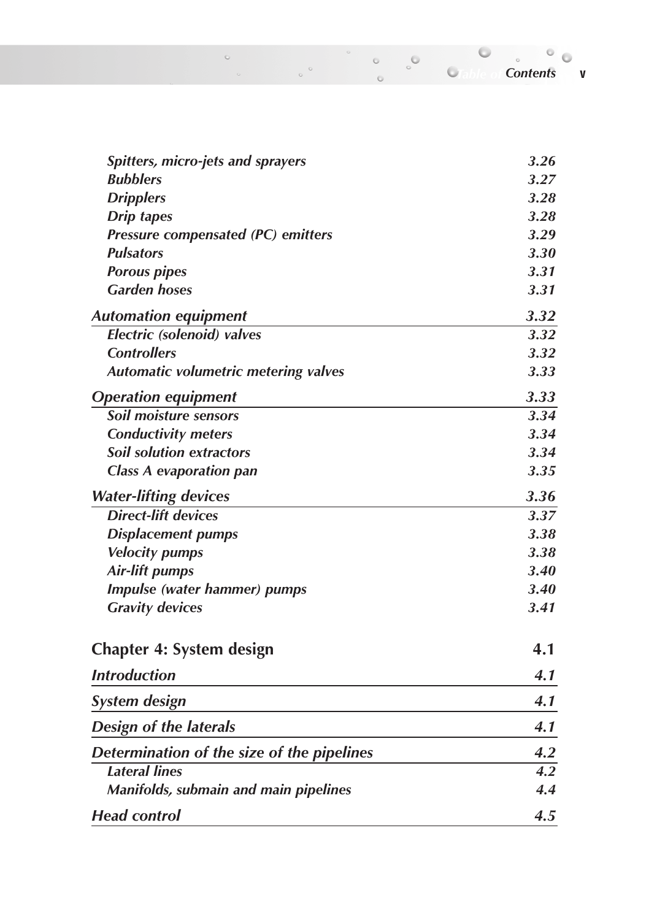| | |
|---|---|
| *Spitters, micro-jets and sprayers* | *3.26* |
| *Bubblers* | *3.27* |
| *Dripplers* | *3.28* |
| *Drip tapes* | *3.28* |
| *Pressure compensated (PC) emitters* | *3.29* |
| *Pulsators* | *3.30* |
| *Porous pipes* | *3.31* |
| *Garden hoses* | *3.31* |
| ***Automation equipment*** | ***3.32*** |
| *Electric (solenoid) valves* | *3.32* |
| *Controllers* | *3.32* |
| *Automatic volumetric metering valves* | *3.33* |
| ***Operation equipment*** | ***3.33*** |
| *Soil moisture sensors* | *3.34* |
| *Conductivity meters* | *3.34* |
| *Soil solution extractors* | *3.34* |
| *Class A evaporation pan* | *3.35* |
| ***Water-lifting devices*** | ***3.36*** |
| *Direct-lift devices* | *3.37* |
| *Displacement pumps* | *3.38* |
| *Velocity pumps* | *3.38* |
| *Air-lift pumps* | *3.40* |
| *Impulse (water hammer) pumps* | *3.40* |
| *Gravity devices* | *3.41* |

## Chapter 4: System design — 4.1

| | |
|---|---|
| ***Introduction*** | ***4.1*** |
| ***System design*** | ***4.1*** |
| ***Design of the laterals*** | ***4.1*** |
| ***Determination of the size of the pipelines*** | ***4.2*** |
| *Lateral lines* | *4.2* |
| *Manifolds, submain and main pipelines* | *4.4* |
| ***Head control*** | ***4.5*** |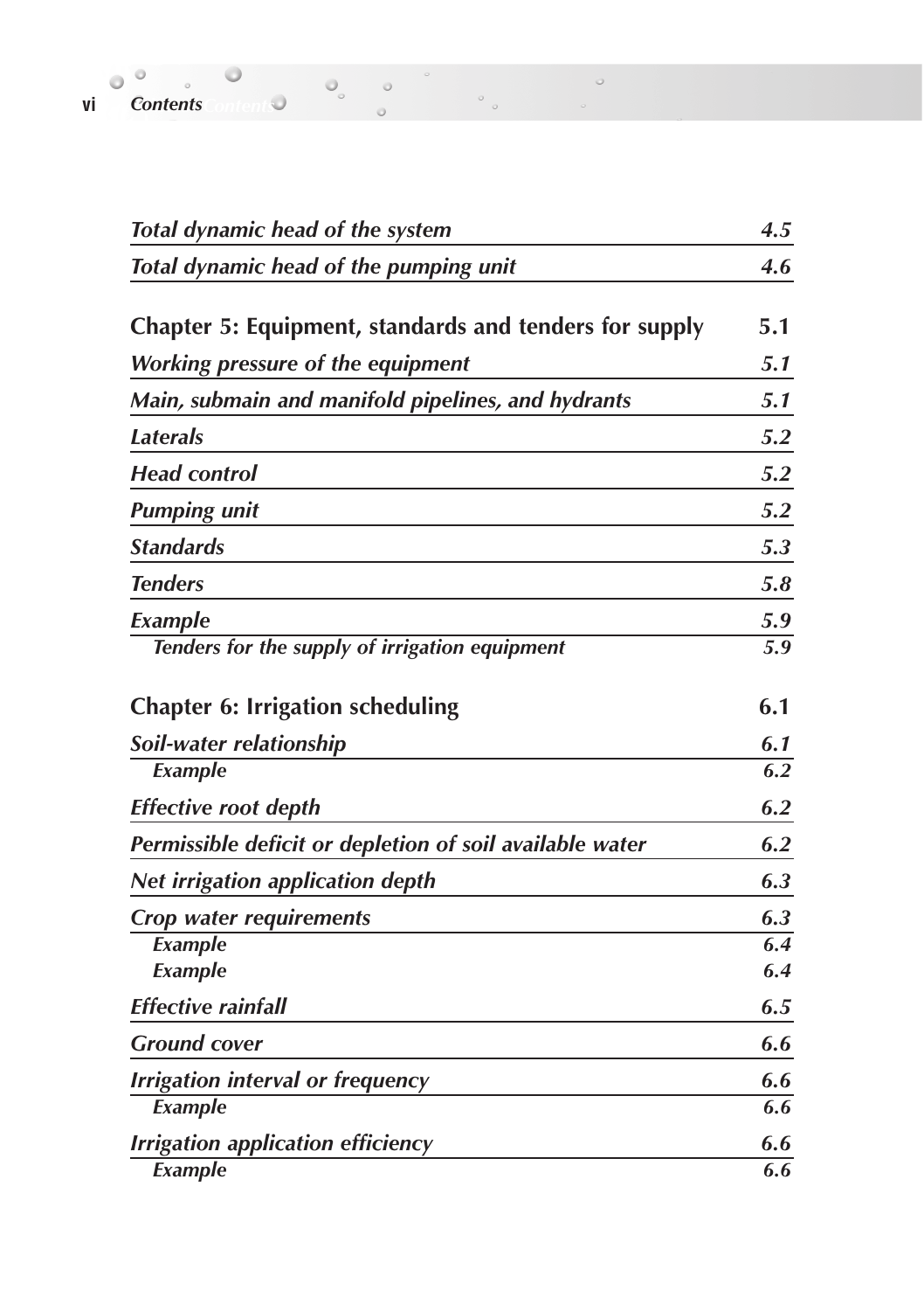| | |
|---|---|
| *Total dynamic head of the system* | *4.5* |
| *Total dynamic head of the pumping unit* | *4.6* |

**Chapter 5: Equipment, standards and tenders for supply** — 5.1

| | |
|---|---|
| *Working pressure of the equipment* | *5.1* |
| *Main, submain and manifold pipelines, and hydrants* | *5.1* |
| *Laterals* | *5.2* |
| *Head control* | *5.2* |
| *Pumping unit* | *5.2* |
| *Standards* | *5.3* |
| *Tenders* | *5.8* |
| *Example* | *5.9* |
| &nbsp;&nbsp;&nbsp;*Tenders for the supply of irrigation equipment* | *5.9* |

**Chapter 6: Irrigation scheduling** — 6.1

| | |
|---|---|
| *Soil-water relationship* | *6.1* |
| &nbsp;&nbsp;&nbsp;*Example* | *6.2* |
| *Effective root depth* | *6.2* |
| *Permissible deficit or depletion of soil available water* | *6.2* |
| *Net irrigation application depth* | *6.3* |
| *Crop water requirements* | *6.3* |
| &nbsp;&nbsp;&nbsp;*Example* | *6.4* |
| &nbsp;&nbsp;&nbsp;*Example* | *6.4* |
| *Effective rainfall* | *6.5* |
| *Ground cover* | *6.6* |
| *Irrigation interval or frequency* | *6.6* |
| &nbsp;&nbsp;&nbsp;*Example* | *6.6* |
| *Irrigation application efficiency* | *6.6* |
| &nbsp;&nbsp;&nbsp;*Example* | *6.6* |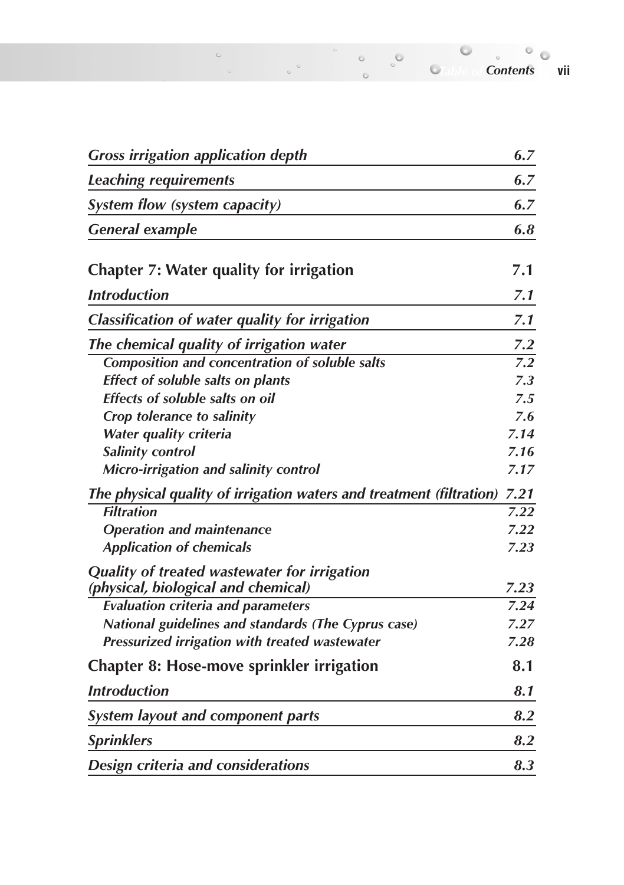| | |
|---|---|
| *Gross irrigation application depth* | *6.7* |
| *Leaching requirements* | *6.7* |
| *System flow (system capacity)* | *6.7* |
| *General example* | *6.8* |
| **Chapter 7: Water quality for irrigation** | **7.1** |
| *Introduction* | *7.1* |
| *Classification of water quality for irrigation* | *7.1* |
| *The chemical quality of irrigation water* | *7.2* |
| ***Composition and concentration of soluble salts*** | *7.2* |
| ***Effect of soluble salts on plants*** | *7.3* |
| ***Effects of soluble salts on oil*** | *7.5* |
| ***Crop tolerance to salinity*** | *7.6* |
| ***Water quality criteria*** | *7.14* |
| ***Salinity control*** | *7.16* |
| ***Micro-irrigation and salinity control*** | *7.17* |
| *The physical quality of irrigation waters and treatment (filtration)* | *7.21* |
| ***Filtration*** | *7.22* |
| ***Operation and maintenance*** | *7.22* |
| ***Application of chemicals*** | *7.23* |
| *Quality of treated wastewater for irrigation (physical, biological and chemical)* | *7.23* |
| ***Evaluation criteria and parameters*** | *7.24* |
| ***National guidelines and standards (The Cyprus case)*** | *7.27* |
| ***Pressurized irrigation with treated wastewater*** | *7.28* |
| **Chapter 8: Hose-move sprinkler irrigation** | **8.1** |
| *Introduction* | *8.1* |
| *System layout and component parts* | *8.2* |
| *Sprinklers* | *8.2* |
| *Design criteria and considerations* | *8.3* |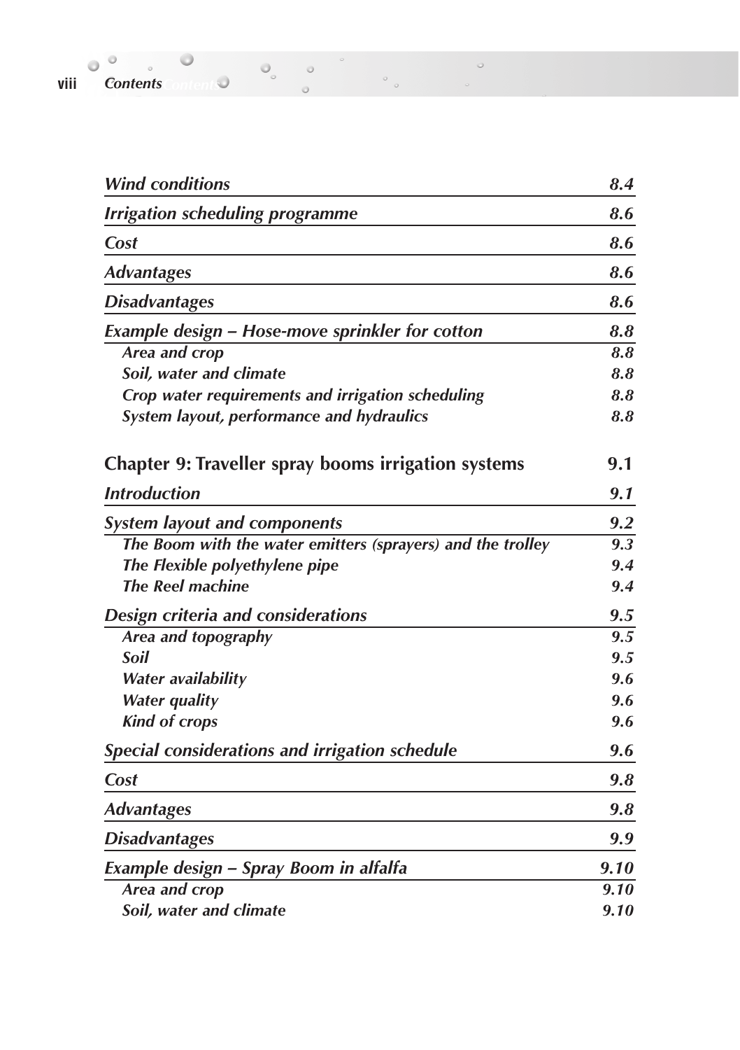| | |
|---|---|
| ***Wind conditions*** | ***8.4*** |
| ***Irrigation scheduling programme*** | ***8.6*** |
| ***Cost*** | ***8.6*** |
| ***Advantages*** | ***8.6*** |
| ***Disadvantages*** | ***8.6*** |
| ***Example design – Hose-move sprinkler for cotton*** | ***8.8*** |
| &nbsp;&nbsp;&nbsp;&nbsp;***Area and crop*** | ***8.8*** |
| &nbsp;&nbsp;&nbsp;&nbsp;***Soil, water and climate*** | ***8.8*** |
| &nbsp;&nbsp;&nbsp;&nbsp;***Crop water requirements and irrigation scheduling*** | ***8.8*** |
| &nbsp;&nbsp;&nbsp;&nbsp;***System layout, performance and hydraulics*** | ***8.8*** |
| **Chapter 9: Traveller spray booms irrigation systems** | **9.1** |
| ***Introduction*** | ***9.1*** |
| ***System layout and components*** | ***9.2*** |
| &nbsp;&nbsp;&nbsp;&nbsp;***The Boom with the water emitters (sprayers) and the trolley*** | ***9.3*** |
| &nbsp;&nbsp;&nbsp;&nbsp;***The Flexible polyethylene pipe*** | ***9.4*** |
| &nbsp;&nbsp;&nbsp;&nbsp;***The Reel machine*** | ***9.4*** |
| ***Design criteria and considerations*** | ***9.5*** |
| &nbsp;&nbsp;&nbsp;&nbsp;***Area and topography*** | ***9.5*** |
| &nbsp;&nbsp;&nbsp;&nbsp;***Soil*** | ***9.5*** |
| &nbsp;&nbsp;&nbsp;&nbsp;***Water availability*** | ***9.6*** |
| &nbsp;&nbsp;&nbsp;&nbsp;***Water quality*** | ***9.6*** |
| &nbsp;&nbsp;&nbsp;&nbsp;***Kind of crops*** | ***9.6*** |
| ***Special considerations and irrigation schedule*** | ***9.6*** |
| ***Cost*** | ***9.8*** |
| ***Advantages*** | ***9.8*** |
| ***Disadvantages*** | ***9.9*** |
| ***Example design – Spray Boom in alfalfa*** | ***9.10*** |
| &nbsp;&nbsp;&nbsp;&nbsp;***Area and crop*** | ***9.10*** |
| &nbsp;&nbsp;&nbsp;&nbsp;***Soil, water and climate*** | ***9.10*** |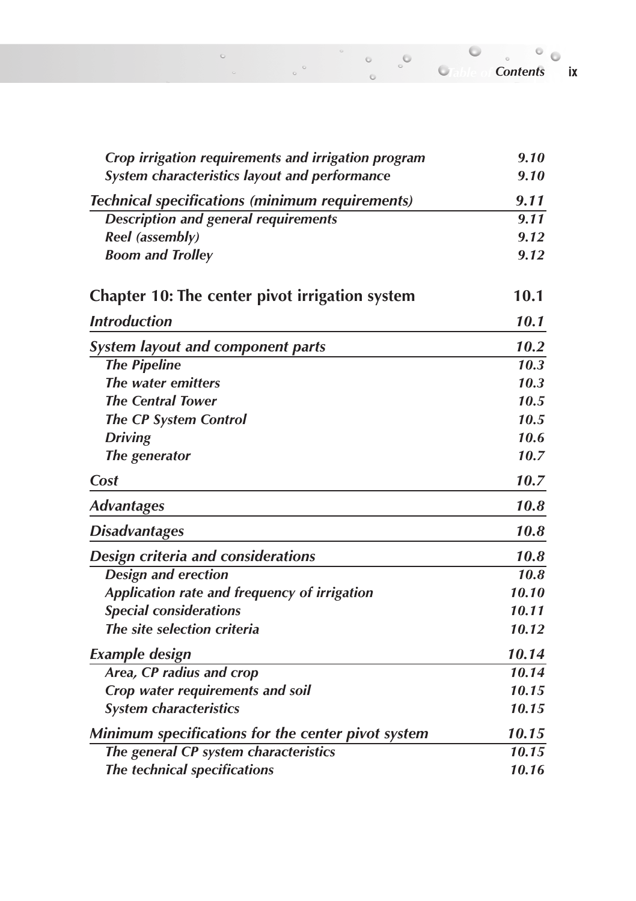| | |
|---|---|
| *Crop irrigation requirements and irrigation program* | *9.10* |
| *System characteristics layout and performance* | *9.10* |
| ***Technical specifications (minimum requirements)*** | ***9.11*** |
| *Description and general requirements* | *9.11* |
| *Reel (assembly)* | *9.12* |
| *Boom and Trolley* | *9.12* |

## Chapter 10: The center pivot irrigation system — 10.1

| | |
|---|---|
| ***Introduction*** | ***10.1*** |
| ***System layout and component parts*** | ***10.2*** |
| *The Pipeline* | *10.3* |
| *The water emitters* | *10.3* |
| *The Central Tower* | *10.5* |
| *The CP System Control* | *10.5* |
| *Driving* | *10.6* |
| *The generator* | *10.7* |
| ***Cost*** | ***10.7*** |
| ***Advantages*** | ***10.8*** |
| ***Disadvantages*** | ***10.8*** |
| ***Design criteria and considerations*** | ***10.8*** |
| *Design and erection* | *10.8* |
| *Application rate and frequency of irrigation* | *10.10* |
| *Special considerations* | *10.11* |
| *The site selection criteria* | *10.12* |
| ***Example design*** | ***10.14*** |
| *Area, CP radius and crop* | *10.14* |
| *Crop water requirements and soil* | *10.15* |
| *System characteristics* | *10.15* |
| ***Minimum specifications for the center pivot system*** | ***10.15*** |
| *The general CP system characteristics* | *10.15* |
| *The technical specifications* | *10.16* |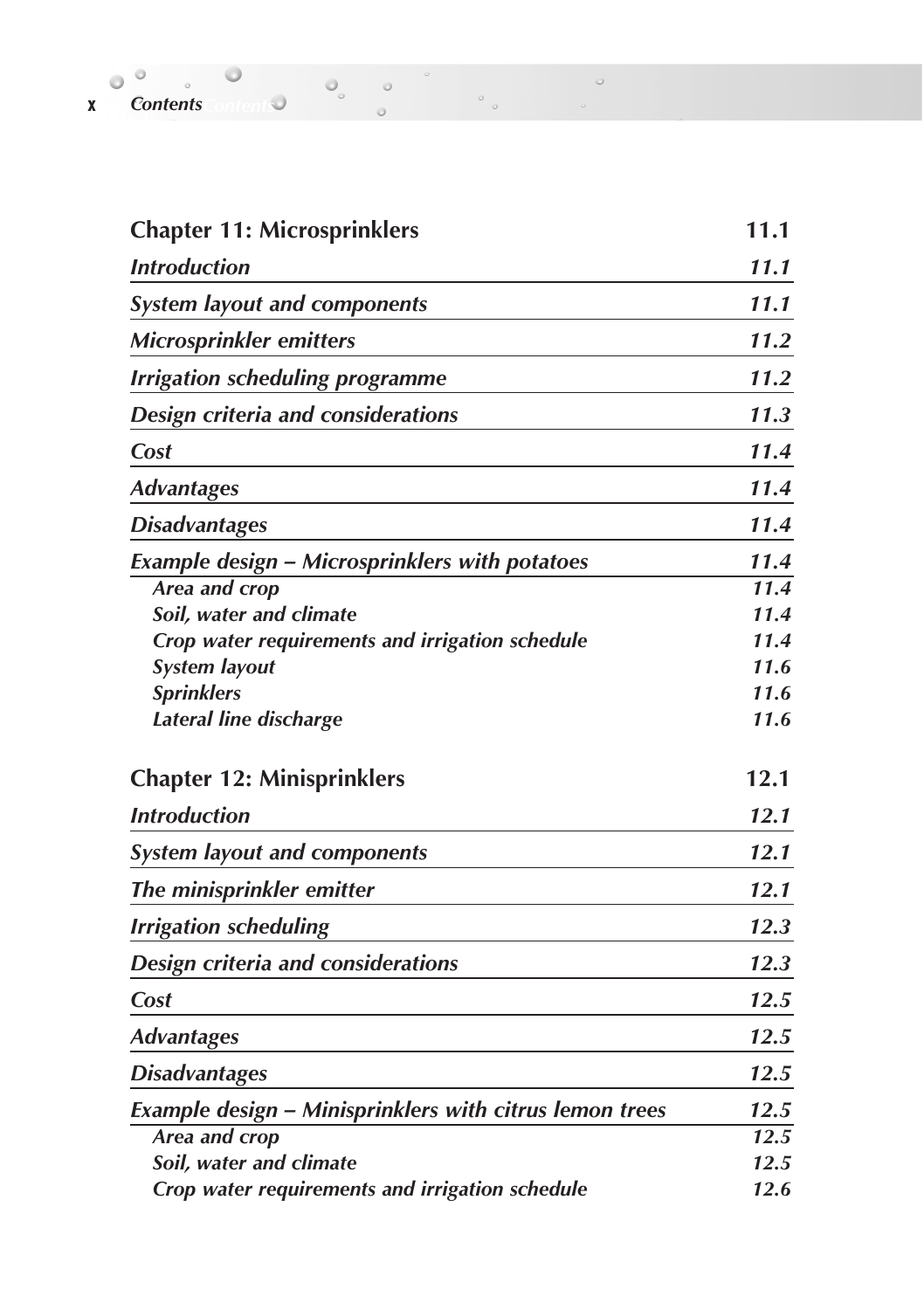| Chapter 11: Microsprinklers | 11.1 |
| --- | --- |
| *Introduction* | *11.1* |
| *System layout and components* | *11.1* |
| *Microsprinkler emitters* | *11.2* |
| *Irrigation scheduling programme* | *11.2* |
| *Design criteria and considerations* | *11.3* |
| *Cost* | *11.4* |
| *Advantages* | *11.4* |
| *Disadvantages* | *11.4* |
| *Example design – Microsprinklers with potatoes* | *11.4* |
| *Area and crop* | *11.4* |
| *Soil, water and climate* | *11.4* |
| *Crop water requirements and irrigation schedule* | *11.4* |
| *System layout* | *11.6* |
| *Sprinklers* | *11.6* |
| *Lateral line discharge* | *11.6* |

| Chapter 12: Minisprinklers | 12.1 |
| --- | --- |
| *Introduction* | *12.1* |
| *System layout and components* | *12.1* |
| *The minisprinkler emitter* | *12.1* |
| *Irrigation scheduling* | *12.3* |
| *Design criteria and considerations* | *12.3* |
| *Cost* | *12.5* |
| *Advantages* | *12.5* |
| *Disadvantages* | *12.5* |
| *Example design – Minisprinklers with citrus lemon trees* | *12.5* |
| *Area and crop* | *12.5* |
| *Soil, water and climate* | *12.5* |
| *Crop water requirements and irrigation schedule* | *12.6* |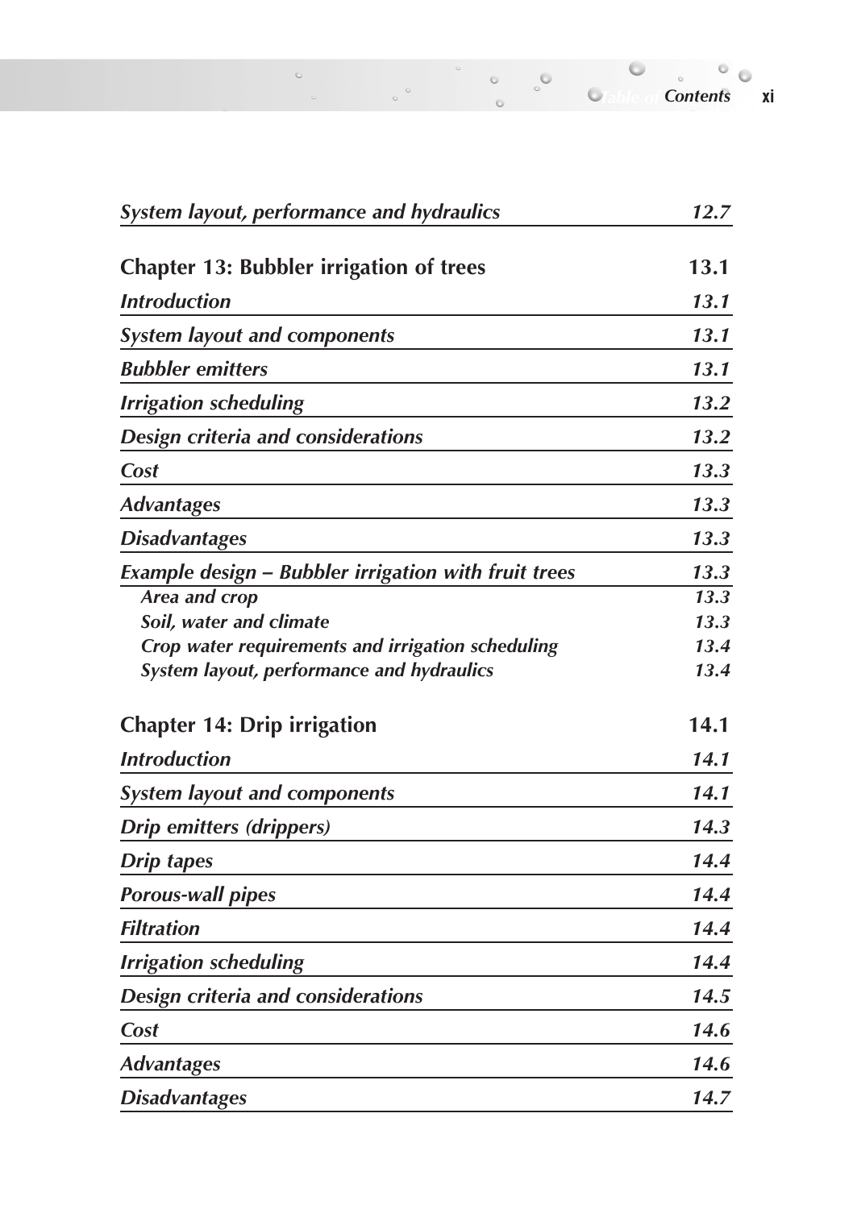| | |
|---|---|
| *System layout, performance and hydraulics* | *12.7* |
| **Chapter 13: Bubbler irrigation of trees** | **13.1** |
| *Introduction* | *13.1* |
| *System layout and components* | *13.1* |
| *Bubbler emitters* | *13.1* |
| *Irrigation scheduling* | *13.2* |
| *Design criteria and considerations* | *13.2* |
| *Cost* | *13.3* |
| *Advantages* | *13.3* |
| *Disadvantages* | *13.3* |
| *Example design – Bubbler irrigation with fruit trees* | *13.3* |
| *Area and crop* | *13.3* |
| *Soil, water and climate* | *13.3* |
| *Crop water requirements and irrigation scheduling* | *13.4* |
| *System layout, performance and hydraulics* | *13.4* |
| **Chapter 14: Drip irrigation** | **14.1** |
| *Introduction* | *14.1* |
| *System layout and components* | *14.1* |
| *Drip emitters (drippers)* | *14.3* |
| *Drip tapes* | *14.4* |
| *Porous-wall pipes* | *14.4* |
| *Filtration* | *14.4* |
| *Irrigation scheduling* | *14.4* |
| *Design criteria and considerations* | *14.5* |
| *Cost* | *14.6* |
| *Advantages* | *14.6* |
| *Disadvantages* | *14.7* |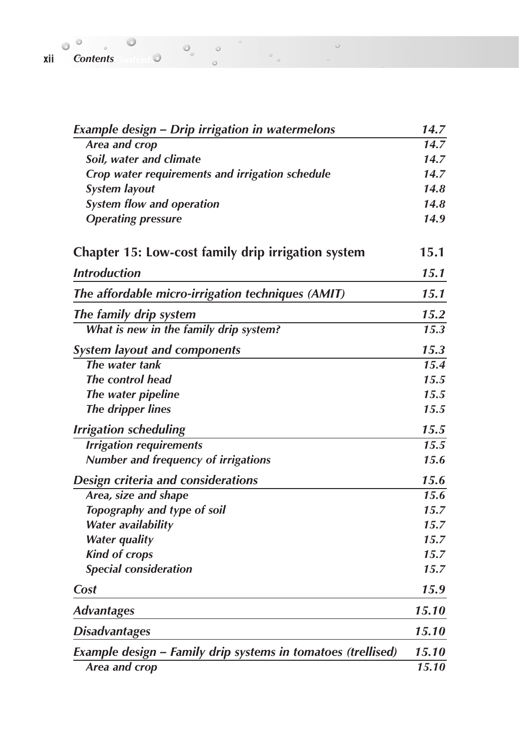| | |
|---|---|
| ***Example design – Drip irrigation in watermelons*** | ***14.7*** |
| *Area and crop* | *14.7* |
| *Soil, water and climate* | *14.7* |
| *Crop water requirements and irrigation schedule* | *14.7* |
| *System layout* | *14.8* |
| *System flow and operation* | *14.8* |
| *Operating pressure* | *14.9* |
| **Chapter 15: Low-cost family drip irrigation system** | **15.1** |
| ***Introduction*** | ***15.1*** |
| ***The affordable micro-irrigation techniques (AMIT)*** | ***15.1*** |
| ***The family drip system*** | ***15.2*** |
| *What is new in the family drip system?* | *15.3* |
| ***System layout and components*** | ***15.3*** |
| *The water tank* | *15.4* |
| *The control head* | *15.5* |
| *The water pipeline* | *15.5* |
| *The dripper lines* | *15.5* |
| ***Irrigation scheduling*** | ***15.5*** |
| *Irrigation requirements* | *15.5* |
| *Number and frequency of irrigations* | *15.6* |
| ***Design criteria and considerations*** | ***15.6*** |
| *Area, size and shape* | *15.6* |
| *Topography and type of soil* | *15.7* |
| *Water availability* | *15.7* |
| *Water quality* | *15.7* |
| *Kind of crops* | *15.7* |
| *Special consideration* | *15.7* |
| ***Cost*** | ***15.9*** |
| ***Advantages*** | ***15.10*** |
| ***Disadvantages*** | ***15.10*** |
| ***Example design – Family drip systems in tomatoes (trellised)*** | ***15.10*** |
| *Area and crop* | *15.10* |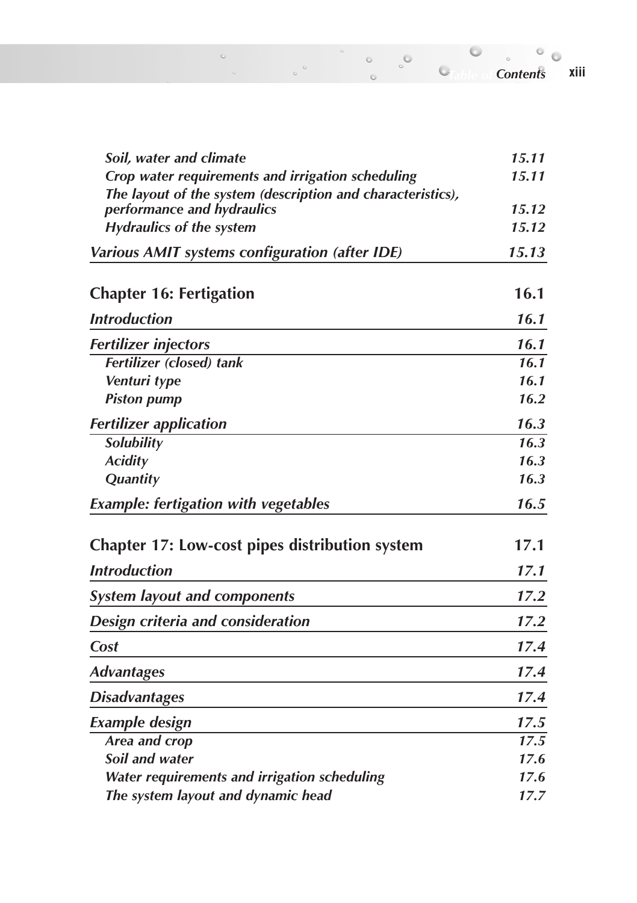| | |
|---|---|
| *Soil, water and climate* | *15.11* |
| *Crop water requirements and irrigation scheduling* | *15.11* |
| *The layout of the system (description and characteristics), performance and hydraulics* | *15.12* |
| *Hydraulics of the system* | *15.12* |
| ***Various AMIT systems configuration (after IDE)*** | ***15.13*** |
| **Chapter 16: Fertigation** | **16.1** |
| ***Introduction*** | ***16.1*** |
| ***Fertilizer injectors*** | ***16.1*** |
| *Fertilizer (closed) tank* | *16.1* |
| *Venturi type* | *16.1* |
| *Piston pump* | *16.2* |
| ***Fertilizer application*** | ***16.3*** |
| *Solubility* | *16.3* |
| *Acidity* | *16.3* |
| *Quantity* | *16.3* |
| ***Example: fertigation with vegetables*** | ***16.5*** |
| **Chapter 17: Low-cost pipes distribution system** | **17.1** |
| ***Introduction*** | ***17.1*** |
| ***System layout and components*** | ***17.2*** |
| ***Design criteria and consideration*** | ***17.2*** |
| ***Cost*** | ***17.4*** |
| ***Advantages*** | ***17.4*** |
| ***Disadvantages*** | ***17.4*** |
| ***Example design*** | ***17.5*** |
| *Area and crop* | *17.5* |
| *Soil and water* | *17.6* |
| *Water requirements and irrigation scheduling* | *17.6* |
| *The system layout and dynamic head* | *17.7* |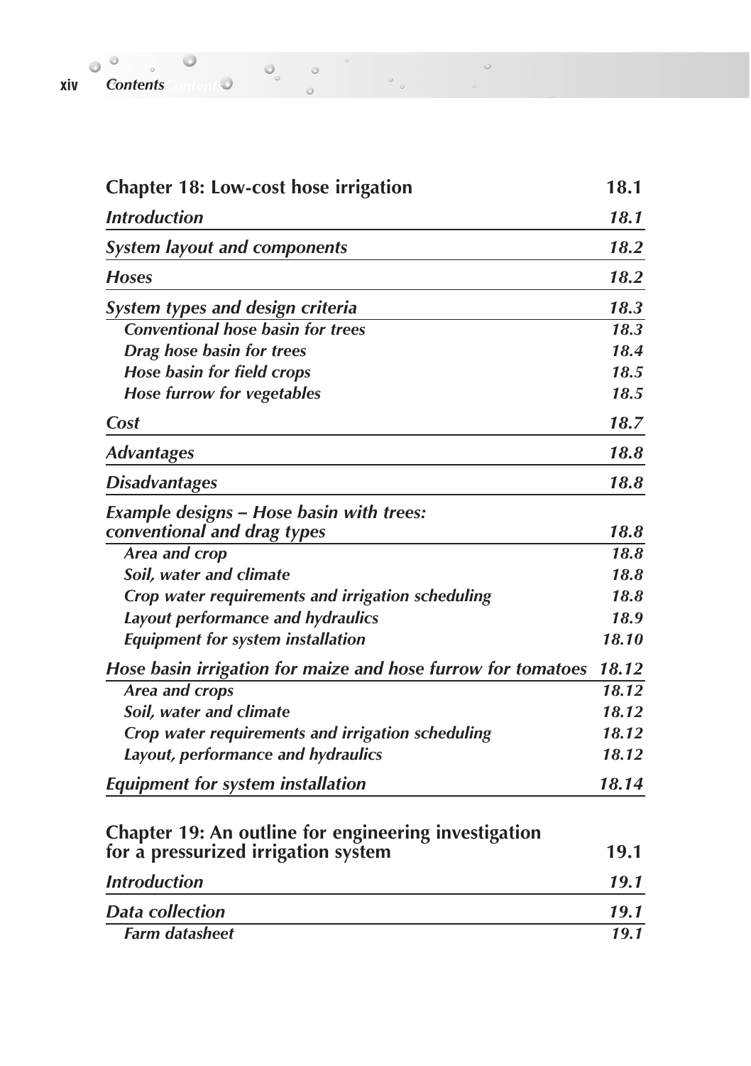**Chapter 18: Low-cost hose irrigation** 18.1

*Introduction* 18.1

*System layout and components* 18.2

*Hoses* 18.2

*System types and design criteria* 18.3

- *Conventional hose basin for trees* 18.3
- *Drag hose basin for trees* 18.4
- *Hose basin for field crops* 18.5
- *Hose furrow for vegetables* 18.5

*Cost* 18.7

*Advantages* 18.8

*Disadvantages* 18.8

*Example designs – Hose basin with trees: conventional and drag types* 18.8

- *Area and crop* 18.8
- *Soil, water and climate* 18.8
- *Crop water requirements and irrigation scheduling* 18.8
- *Layout performance and hydraulics* 18.9
- *Equipment for system installation* 18.10

*Hose basin irrigation for maize and hose furrow for tomatoes* 18.12

- *Area and crops* 18.12
- *Soil, water and climate* 18.12
- *Crop water requirements and irrigation scheduling* 18.12
- *Layout, performance and hydraulics* 18.12

*Equipment for system installation* 18.14

**Chapter 19: An outline for engineering investigation for a pressurized irrigation system** 19.1

*Introduction* 19.1

*Data collection* 19.1

- *Farm datasheet* 19.1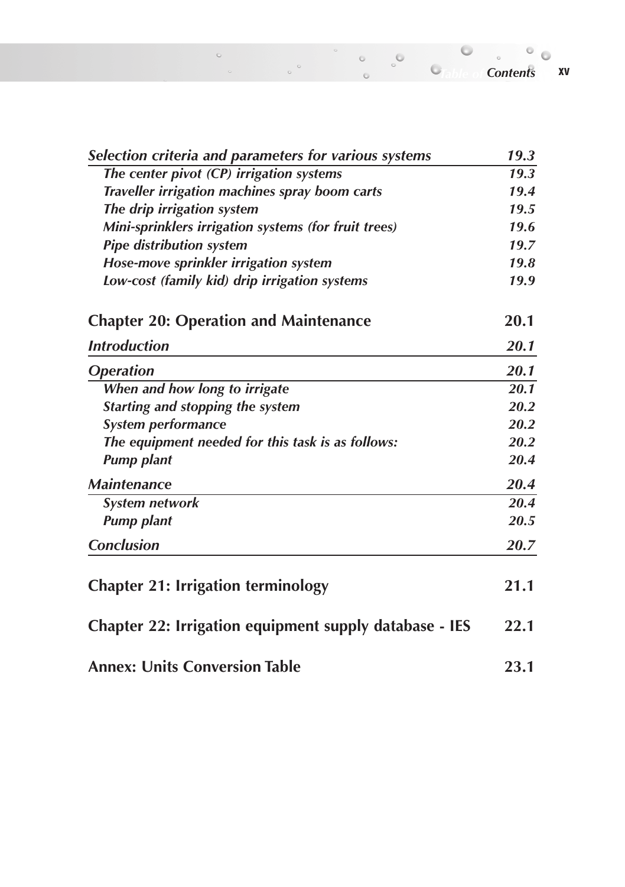| | |
|---|---|
| ***Selection criteria and parameters for various systems*** | ***19.3*** |
| *The center pivot (CP) irrigation systems* | *19.3* |
| *Traveller irrigation machines spray boom carts* | *19.4* |
| *The drip irrigation system* | *19.5* |
| *Mini-sprinklers irrigation systems (for fruit trees)* | *19.6* |
| *Pipe distribution system* | *19.7* |
| *Hose-move sprinkler irrigation system* | *19.8* |
| *Low-cost (family kid) drip irrigation systems* | *19.9* |

## Chapter 20: Operation and Maintenance — 20.1

| | |
|---|---|
| ***Introduction*** | ***20.1*** |
| ***Operation*** | ***20.1*** |
| *When and how long to irrigate* | *20.1* |
| *Starting and stopping the system* | *20.2* |
| *System performance* | *20.2* |
| *The equipment needed for this task is as follows:* | *20.2* |
| *Pump plant* | *20.4* |
| ***Maintenance*** | ***20.4*** |
| *System network* | *20.4* |
| *Pump plant* | *20.5* |
| ***Conclusion*** | ***20.7*** |

## Chapter 21: Irrigation terminology — 21.1

## Chapter 22: Irrigation equipment supply database - IES — 22.1

## Annex: Units Conversion Table — 23.1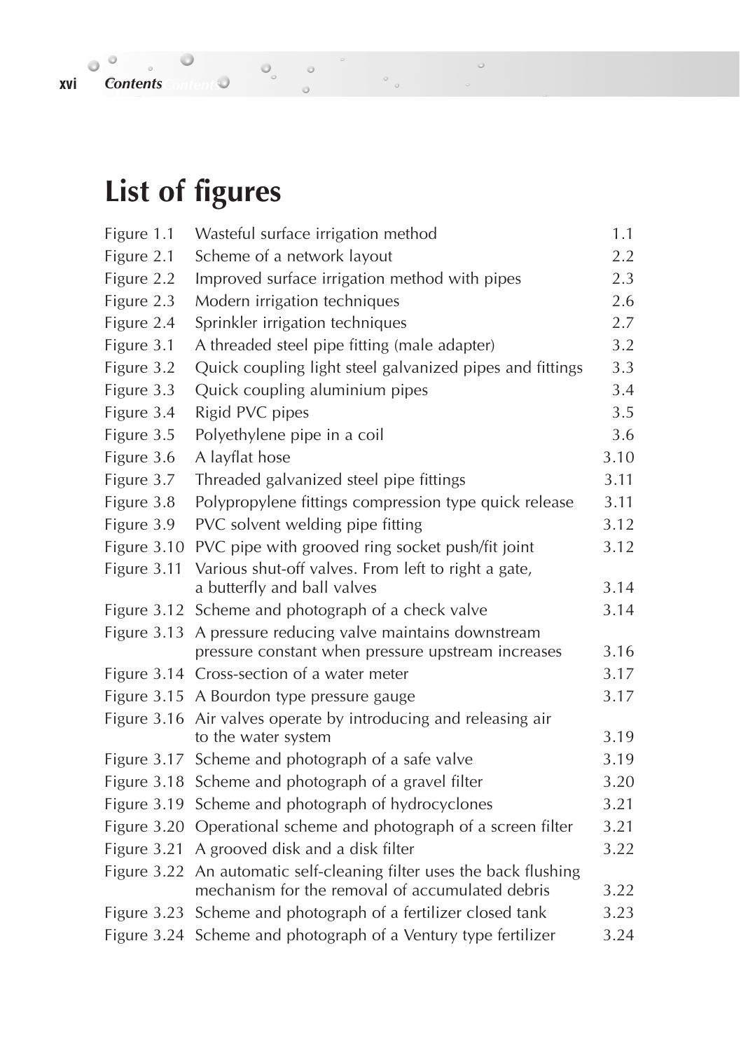# List of figures

| | | |
|---|---|---|
| Figure 1.1 | Wasteful surface irrigation method | 1.1 |
| Figure 2.1 | Scheme of a network layout | 2.2 |
| Figure 2.2 | Improved surface irrigation method with pipes | 2.3 |
| Figure 2.3 | Modern irrigation techniques | 2.6 |
| Figure 2.4 | Sprinkler irrigation techniques | 2.7 |
| Figure 3.1 | A threaded steel pipe fitting (male adapter) | 3.2 |
| Figure 3.2 | Quick coupling light steel galvanized pipes and fittings | 3.3 |
| Figure 3.3 | Quick coupling aluminium pipes | 3.4 |
| Figure 3.4 | Rigid PVC pipes | 3.5 |
| Figure 3.5 | Polyethylene pipe in a coil | 3.6 |
| Figure 3.6 | A layflat hose | 3.10 |
| Figure 3.7 | Threaded galvanized steel pipe fittings | 3.11 |
| Figure 3.8 | Polypropylene fittings compression type quick release | 3.11 |
| Figure 3.9 | PVC solvent welding pipe fitting | 3.12 |
| Figure 3.10 | PVC pipe with grooved ring socket push/fit joint | 3.12 |
| Figure 3.11 | Various shut-off valves. From left to right a gate, a butterfly and ball valves | 3.14 |
| Figure 3.12 | Scheme and photograph of a check valve | 3.14 |
| Figure 3.13 | A pressure reducing valve maintains downstream pressure constant when pressure upstream increases | 3.16 |
| Figure 3.14 | Cross-section of a water meter | 3.17 |
| Figure 3.15 | A Bourdon type pressure gauge | 3.17 |
| Figure 3.16 | Air valves operate by introducing and releasing air to the water system | 3.19 |
| Figure 3.17 | Scheme and photograph of a safe valve | 3.19 |
| Figure 3.18 | Scheme and photograph of a gravel filter | 3.20 |
| Figure 3.19 | Scheme and photograph of hydrocyclones | 3.21 |
| Figure 3.20 | Operational scheme and photograph of a screen filter | 3.21 |
| Figure 3.21 | A grooved disk and a disk filter | 3.22 |
| Figure 3.22 | An automatic self-cleaning filter uses the back flushing mechanism for the removal of accumulated debris | 3.22 |
| Figure 3.23 | Scheme and photograph of a fertilizer closed tank | 3.23 |
| Figure 3.24 | Scheme and photograph of a Ventury type fertilizer | 3.24 |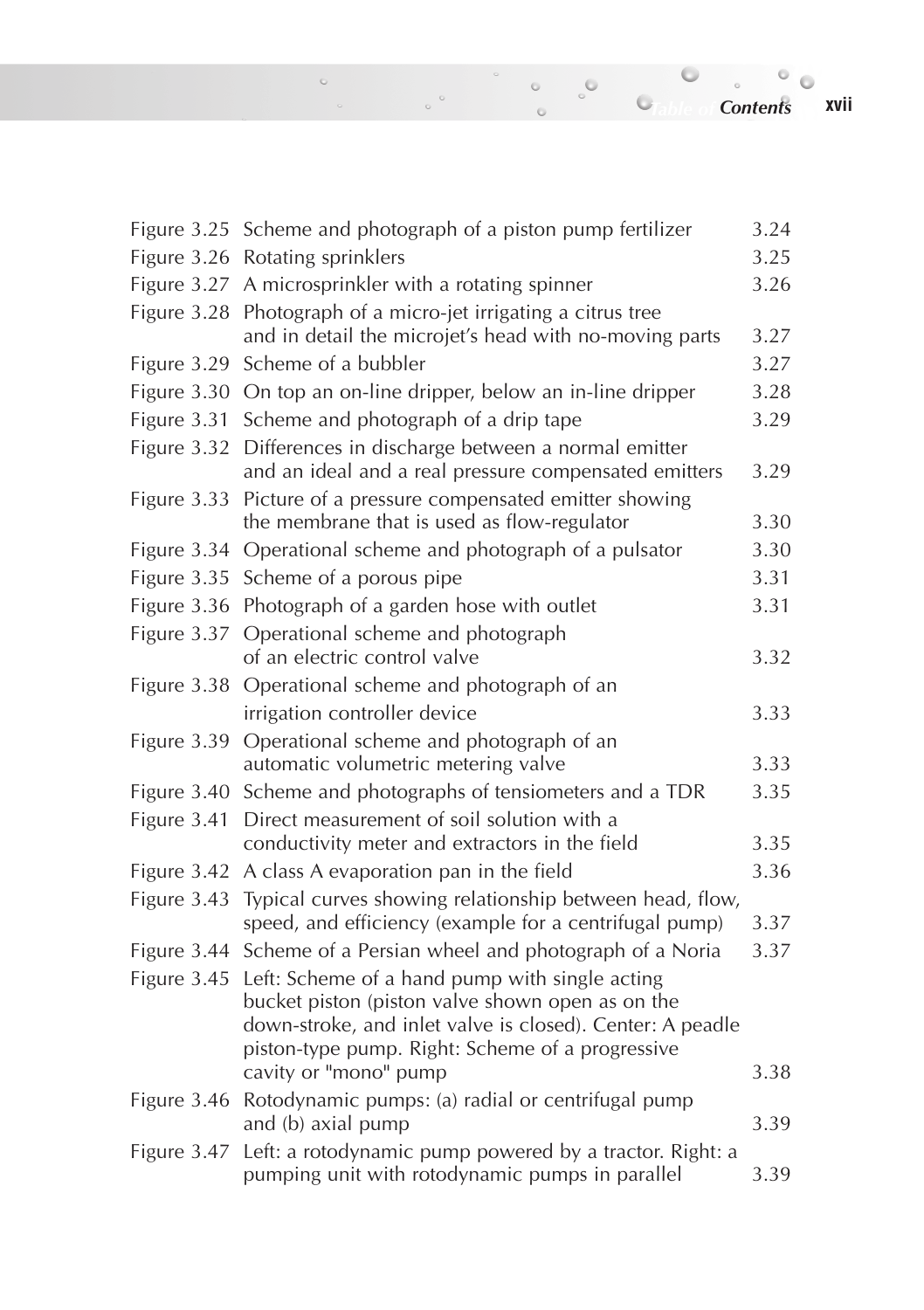| | | |
|---|---|---|
| Figure 3.25 | Scheme and photograph of a piston pump fertilizer | 3.24 |
| Figure 3.26 | Rotating sprinklers | 3.25 |
| Figure 3.27 | A microsprinkler with a rotating spinner | 3.26 |
| Figure 3.28 | Photograph of a micro-jet irrigating a citrus tree and in detail the microjet's head with no-moving parts | 3.27 |
| Figure 3.29 | Scheme of a bubbler | 3.27 |
| Figure 3.30 | On top an on-line dripper, below an in-line dripper | 3.28 |
| Figure 3.31 | Scheme and photograph of a drip tape | 3.29 |
| Figure 3.32 | Differences in discharge between a normal emitter and an ideal and a real pressure compensated emitters | 3.29 |
| Figure 3.33 | Picture of a pressure compensated emitter showing the membrane that is used as flow-regulator | 3.30 |
| Figure 3.34 | Operational scheme and photograph of a pulsator | 3.30 |
| Figure 3.35 | Scheme of a porous pipe | 3.31 |
| Figure 3.36 | Photograph of a garden hose with outlet | 3.31 |
| Figure 3.37 | Operational scheme and photograph of an electric control valve | 3.32 |
| Figure 3.38 | Operational scheme and photograph of an irrigation controller device | 3.33 |
| Figure 3.39 | Operational scheme and photograph of an automatic volumetric metering valve | 3.33 |
| Figure 3.40 | Scheme and photographs of tensiometers and a TDR | 3.35 |
| Figure 3.41 | Direct measurement of soil solution with a conductivity meter and extractors in the field | 3.35 |
| Figure 3.42 | A class A evaporation pan in the field | 3.36 |
| Figure 3.43 | Typical curves showing relationship between head, flow, speed, and efficiency (example for a centrifugal pump) | 3.37 |
| Figure 3.44 | Scheme of a Persian wheel and photograph of a Noria | 3.37 |
| Figure 3.45 | Left: Scheme of a hand pump with single acting bucket piston (piston valve shown open as on the down-stroke, and inlet valve is closed). Center: A peadle piston-type pump. Right: Scheme of a progressive cavity or "mono" pump | 3.38 |
| Figure 3.46 | Rotodynamic pumps: (a) radial or centrifugal pump and (b) axial pump | 3.39 |
| Figure 3.47 | Left: a rotodynamic pump powered by a tractor. Right: a pumping unit with rotodynamic pumps in parallel | 3.39 |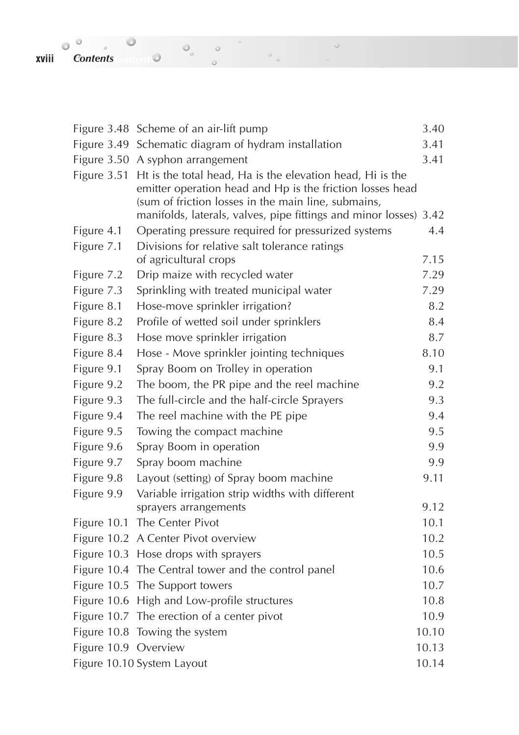| | | |
|---|---|---|
| Figure 3.48 | Scheme of an air-lift pump | 3.40 |
| Figure 3.49 | Schematic diagram of hydram installation | 3.41 |
| Figure 3.50 | A syphon arrangement | 3.41 |
| Figure 3.51 | Ht is the total head, Ha is the elevation head, Hi is the emitter operation head and Hp is the friction losses head (sum of friction losses in the main line, submains, manifolds, laterals, valves, pipe fittings and minor losses) | 3.42 |
| Figure 4.1 | Operating pressure required for pressurized systems | 4.4 |
| Figure 7.1 | Divisions for relative salt tolerance ratings of agricultural crops | 7.15 |
| Figure 7.2 | Drip maize with recycled water | 7.29 |
| Figure 7.3 | Sprinkling with treated municipal water | 7.29 |
| Figure 8.1 | Hose-move sprinkler irrigation? | 8.2 |
| Figure 8.2 | Profile of wetted soil under sprinklers | 8.4 |
| Figure 8.3 | Hose move sprinkler irrigation | 8.7 |
| Figure 8.4 | Hose - Move sprinkler jointing techniques | 8.10 |
| Figure 9.1 | Spray Boom on Trolley in operation | 9.1 |
| Figure 9.2 | The boom, the PR pipe and the reel machine | 9.2 |
| Figure 9.3 | The full-circle and the half-circle Sprayers | 9.3 |
| Figure 9.4 | The reel machine with the PE pipe | 9.4 |
| Figure 9.5 | Towing the compact machine | 9.5 |
| Figure 9.6 | Spray Boom in operation | 9.9 |
| Figure 9.7 | Spray boom machine | 9.9 |
| Figure 9.8 | Layout (setting) of Spray boom machine | 9.11 |
| Figure 9.9 | Variable irrigation strip widths with different sprayers arrangements | 9.12 |
| Figure 10.1 | The Center Pivot | 10.1 |
| Figure 10.2 | A Center Pivot overview | 10.2 |
| Figure 10.3 | Hose drops with sprayers | 10.5 |
| Figure 10.4 | The Central tower and the control panel | 10.6 |
| Figure 10.5 | The Support towers | 10.7 |
| Figure 10.6 | High and Low-profile structures | 10.8 |
| Figure 10.7 | The erection of a center pivot | 10.9 |
| Figure 10.8 | Towing the system | 10.10 |
| Figure 10.9 | Overview | 10.13 |
| Figure 10.10 | System Layout | 10.14 |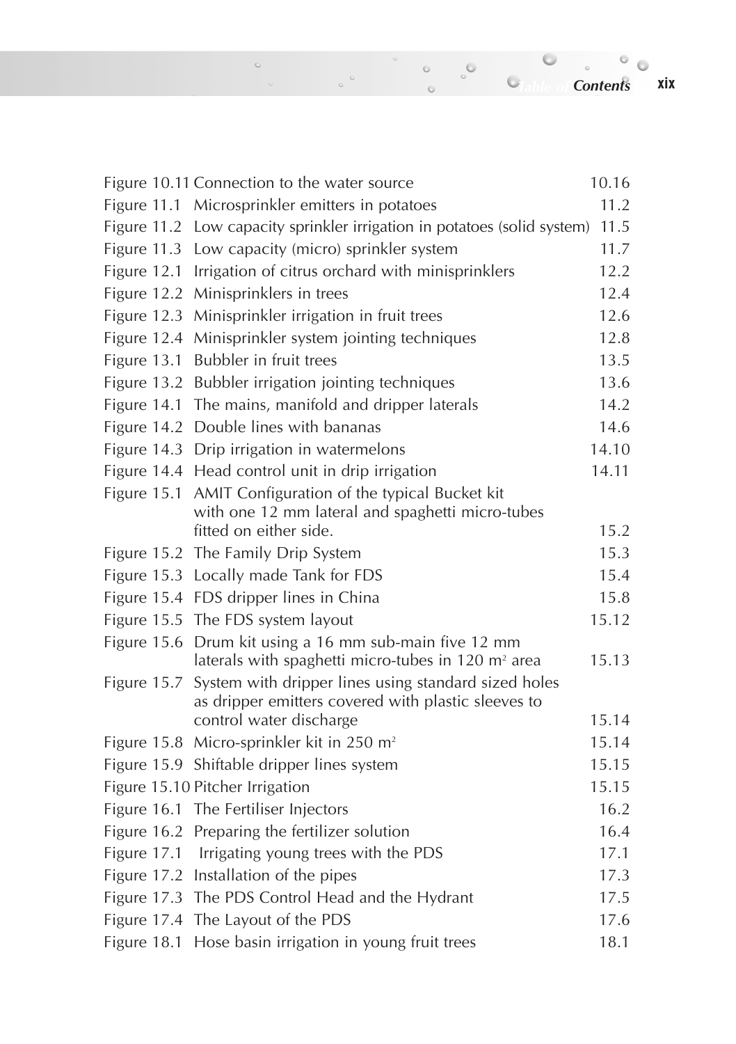| | | |
|---|---|---|
| Figure 10.11 | Connection to the water source | 10.16 |
| Figure 11.1 | Microsprinkler emitters in potatoes | 11.2 |
| Figure 11.2 | Low capacity sprinkler irrigation in potatoes (solid system) | 11.5 |
| Figure 11.3 | Low capacity (micro) sprinkler system | 11.7 |
| Figure 12.1 | Irrigation of citrus orchard with minisprinklers | 12.2 |
| Figure 12.2 | Minisprinklers in trees | 12.4 |
| Figure 12.3 | Minisprinkler irrigation in fruit trees | 12.6 |
| Figure 12.4 | Minisprinkler system jointing techniques | 12.8 |
| Figure 13.1 | Bubbler in fruit trees | 13.5 |
| Figure 13.2 | Bubbler irrigation jointing techniques | 13.6 |
| Figure 14.1 | The mains, manifold and dripper laterals | 14.2 |
| Figure 14.2 | Double lines with bananas | 14.6 |
| Figure 14.3 | Drip irrigation in watermelons | 14.10 |
| Figure 14.4 | Head control unit in drip irrigation | 14.11 |
| Figure 15.1 | AMIT Configuration of the typical Bucket kit with one 12 mm lateral and spaghetti micro-tubes fitted on either side. | 15.2 |
| Figure 15.2 | The Family Drip System | 15.3 |
| Figure 15.3 | Locally made Tank for FDS | 15.4 |
| Figure 15.4 | FDS dripper lines in China | 15.8 |
| Figure 15.5 | The FDS system layout | 15.12 |
| Figure 15.6 | Drum kit using a 16 mm sub-main five 12 mm laterals with spaghetti micro-tubes in 120 $m^2$ area | 15.13 |
| Figure 15.7 | System with dripper lines using standard sized holes as dripper emitters covered with plastic sleeves to control water discharge | 15.14 |
| Figure 15.8 | Micro-sprinkler kit in 250 $m^2$ | 15.14 |
| Figure 15.9 | Shiftable dripper lines system | 15.15 |
| Figure 15.10 | Pitcher Irrigation | 15.15 |
| Figure 16.1 | The Fertiliser Injectors | 16.2 |
| Figure 16.2 | Preparing the fertilizer solution | 16.4 |
| Figure 17.1 | Irrigating young trees with the PDS | 17.1 |
| Figure 17.2 | Installation of the pipes | 17.3 |
| Figure 17.3 | The PDS Control Head and the Hydrant | 17.5 |
| Figure 17.4 | The Layout of the PDS | 17.6 |
| Figure 18.1 | Hose basin irrigation in young fruit trees | 18.1 |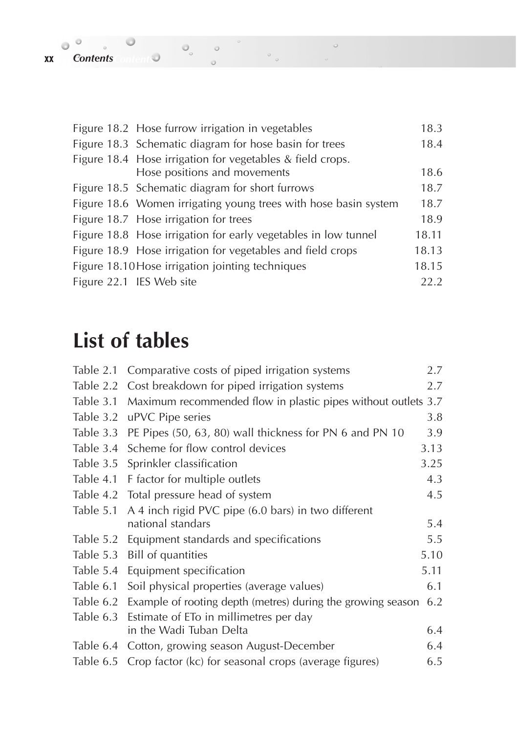| | | |
|---|---|---|
| Figure 18.2 | Hose furrow irrigation in vegetables | 18.3 |
| Figure 18.3 | Schematic diagram for hose basin for trees | 18.4 |
| Figure 18.4 | Hose irrigation for vegetables & field crops. Hose positions and movements | 18.6 |
| Figure 18.5 | Schematic diagram for short furrows | 18.7 |
| Figure 18.6 | Women irrigating young trees with hose basin system | 18.7 |
| Figure 18.7 | Hose irrigation for trees | 18.9 |
| Figure 18.8 | Hose irrigation for early vegetables in low tunnel | 18.11 |
| Figure 18.9 | Hose irrigation for vegetables and field crops | 18.13 |
| Figure 18.10 | Hose irrigation jointing techniques | 18.15 |
| Figure 22.1 | IES Web site | 22.2 |

# List of tables

| | | |
|---|---|---|
| Table 2.1 | Comparative costs of piped irrigation systems | 2.7 |
| Table 2.2 | Cost breakdown for piped irrigation systems | 2.7 |
| Table 3.1 | Maximum recommended flow in plastic pipes without outlets | 3.7 |
| Table 3.2 | uPVC Pipe series | 3.8 |
| Table 3.3 | PE Pipes (50, 63, 80) wall thickness for PN 6 and PN 10 | 3.9 |
| Table 3.4 | Scheme for flow control devices | 3.13 |
| Table 3.5 | Sprinkler classification | 3.25 |
| Table 4.1 | F factor for multiple outlets | 4.3 |
| Table 4.2 | Total pressure head of system | 4.5 |
| Table 5.1 | A 4 inch rigid PVC pipe (6.0 bars) in two different national standars | 5.4 |
| Table 5.2 | Equipment standards and specifications | 5.5 |
| Table 5.3 | Bill of quantities | 5.10 |
| Table 5.4 | Equipment specification | 5.11 |
| Table 6.1 | Soil physical properties (average values) | 6.1 |
| Table 6.2 | Example of rooting depth (metres) during the growing season | 6.2 |
| Table 6.3 | Estimate of ETo in millimetres per day in the Wadi Tuban Delta | 6.4 |
| Table 6.4 | Cotton, growing season August-December | 6.4 |
| Table 6.5 | Crop factor (kc) for seasonal crops (average figures) | 6.5 |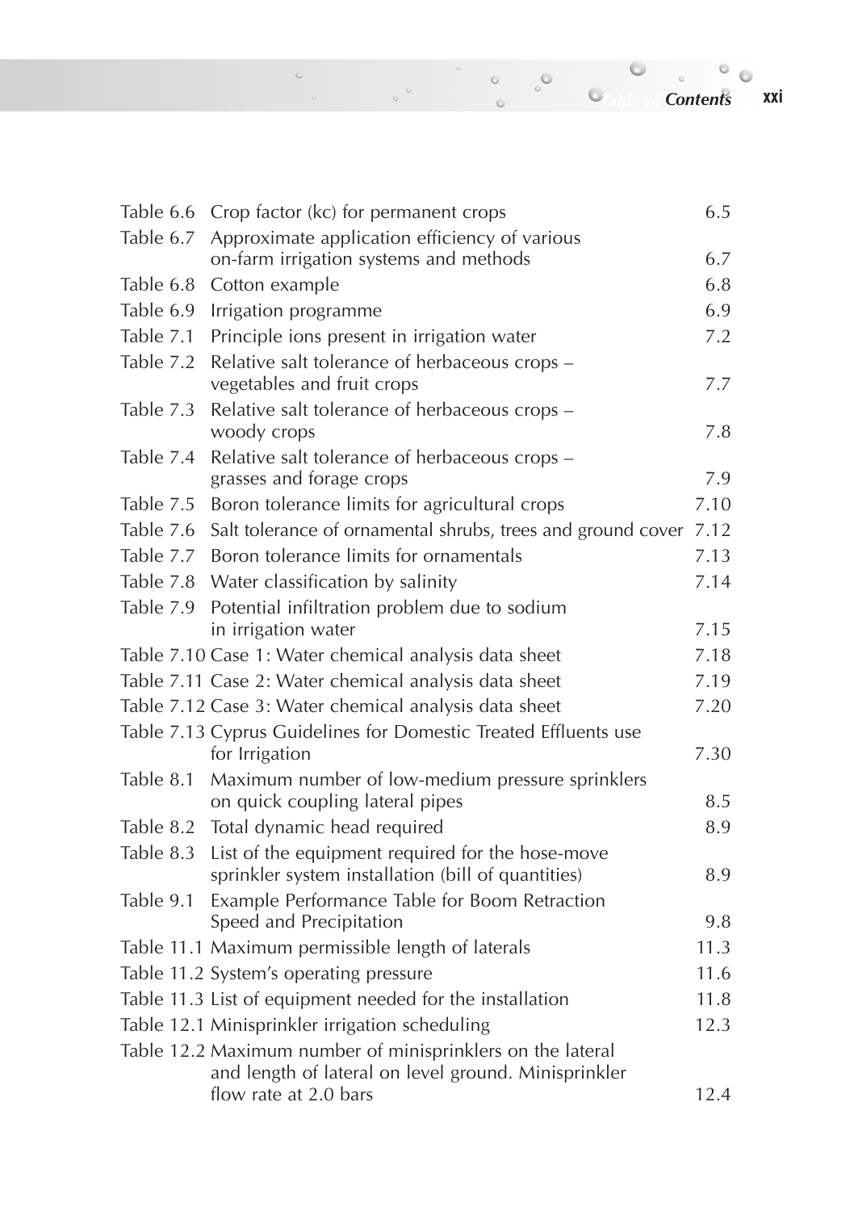| | | |
|---|---|---|
| Table 6.6 | Crop factor (kc) for permanent crops | 6.5 |
| Table 6.7 | Approximate application efficiency of various on-farm irrigation systems and methods | 6.7 |
| Table 6.8 | Cotton example | 6.8 |
| Table 6.9 | Irrigation programme | 6.9 |
| Table 7.1 | Principle ions present in irrigation water | 7.2 |
| Table 7.2 | Relative salt tolerance of herbaceous crops – vegetables and fruit crops | 7.7 |
| Table 7.3 | Relative salt tolerance of herbaceous crops – woody crops | 7.8 |
| Table 7.4 | Relative salt tolerance of herbaceous crops – grasses and forage crops | 7.9 |
| Table 7.5 | Boron tolerance limits for agricultural crops | 7.10 |
| Table 7.6 | Salt tolerance of ornamental shrubs, trees and ground cover | 7.12 |
| Table 7.7 | Boron tolerance limits for ornamentals | 7.13 |
| Table 7.8 | Water classification by salinity | 7.14 |
| Table 7.9 | Potential infiltration problem due to sodium in irrigation water | 7.15 |
| Table 7.10 | Case 1: Water chemical analysis data sheet | 7.18 |
| Table 7.11 | Case 2: Water chemical analysis data sheet | 7.19 |
| Table 7.12 | Case 3: Water chemical analysis data sheet | 7.20 |
| Table 7.13 | Cyprus Guidelines for Domestic Treated Effluents use for Irrigation | 7.30 |
| Table 8.1 | Maximum number of low-medium pressure sprinklers on quick coupling lateral pipes | 8.5 |
| Table 8.2 | Total dynamic head required | 8.9 |
| Table 8.3 | List of the equipment required for the hose-move sprinkler system installation (bill of quantities) | 8.9 |
| Table 9.1 | Example Performance Table for Boom Retraction Speed and Precipitation | 9.8 |
| Table 11.1 | Maximum permissible length of laterals | 11.3 |
| Table 11.2 | System's operating pressure | 11.6 |
| Table 11.3 | List of equipment needed for the installation | 11.8 |
| Table 12.1 | Minisprinkler irrigation scheduling | 12.3 |
| Table 12.2 | Maximum number of minisprinklers on the lateral and length of lateral on level ground. Minisprinkler flow rate at 2.0 bars | 12.4 |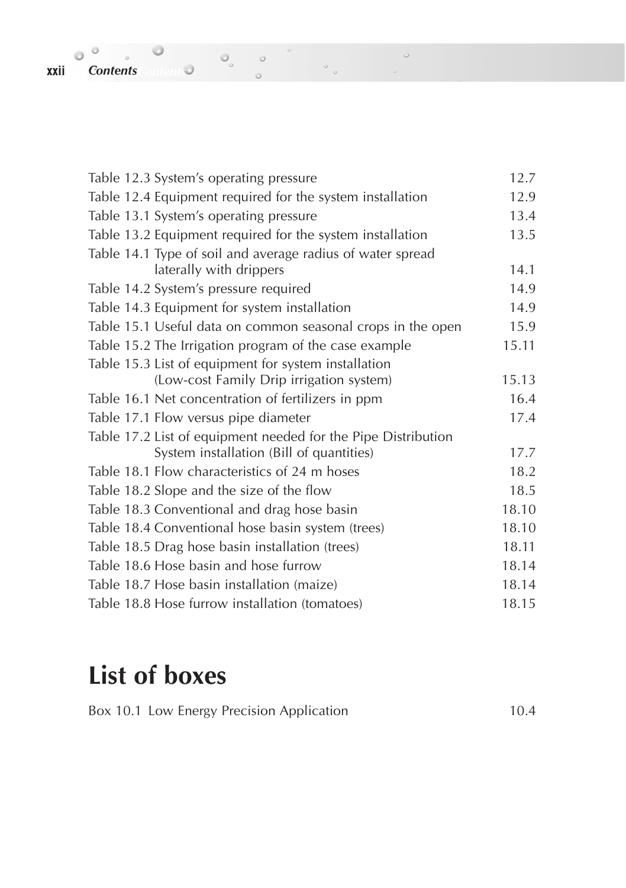Table 12.3 System's operating pressure 12.7

Table 12.4 Equipment required for the system installation 12.9

Table 13.1 System's operating pressure 13.4

Table 13.2 Equipment required for the system installation 13.5

Table 14.1 Type of soil and average radius of water spread laterally with drippers 14.1

Table 14.2 System's pressure required 14.9

Table 14.3 Equipment for system installation 14.9

Table 15.1 Useful data on common seasonal crops in the open 15.9

Table 15.2 The Irrigation program of the case example 15.11

Table 15.3 List of equipment for system installation (Low-cost Family Drip irrigation system) 15.13

Table 16.1 Net concentration of fertilizers in ppm 16.4

Table 17.1 Flow versus pipe diameter 17.4

Table 17.2 List of equipment needed for the Pipe Distribution System installation (Bill of quantities) 17.7

Table 18.1 Flow characteristics of 24 m hoses 18.2

Table 18.2 Slope and the size of the flow 18.5

Table 18.3 Conventional and drag hose basin 18.10

Table 18.4 Conventional hose basin system (trees) 18.10

Table 18.5 Drag hose basin installation (trees) 18.11

Table 18.6 Hose basin and hose furrow 18.14

Table 18.7 Hose basin installation (maize) 18.14

Table 18.8 Hose furrow installation (tomatoes) 18.15

# List of boxes

Box 10.1 Low Energy Precision Application 10.4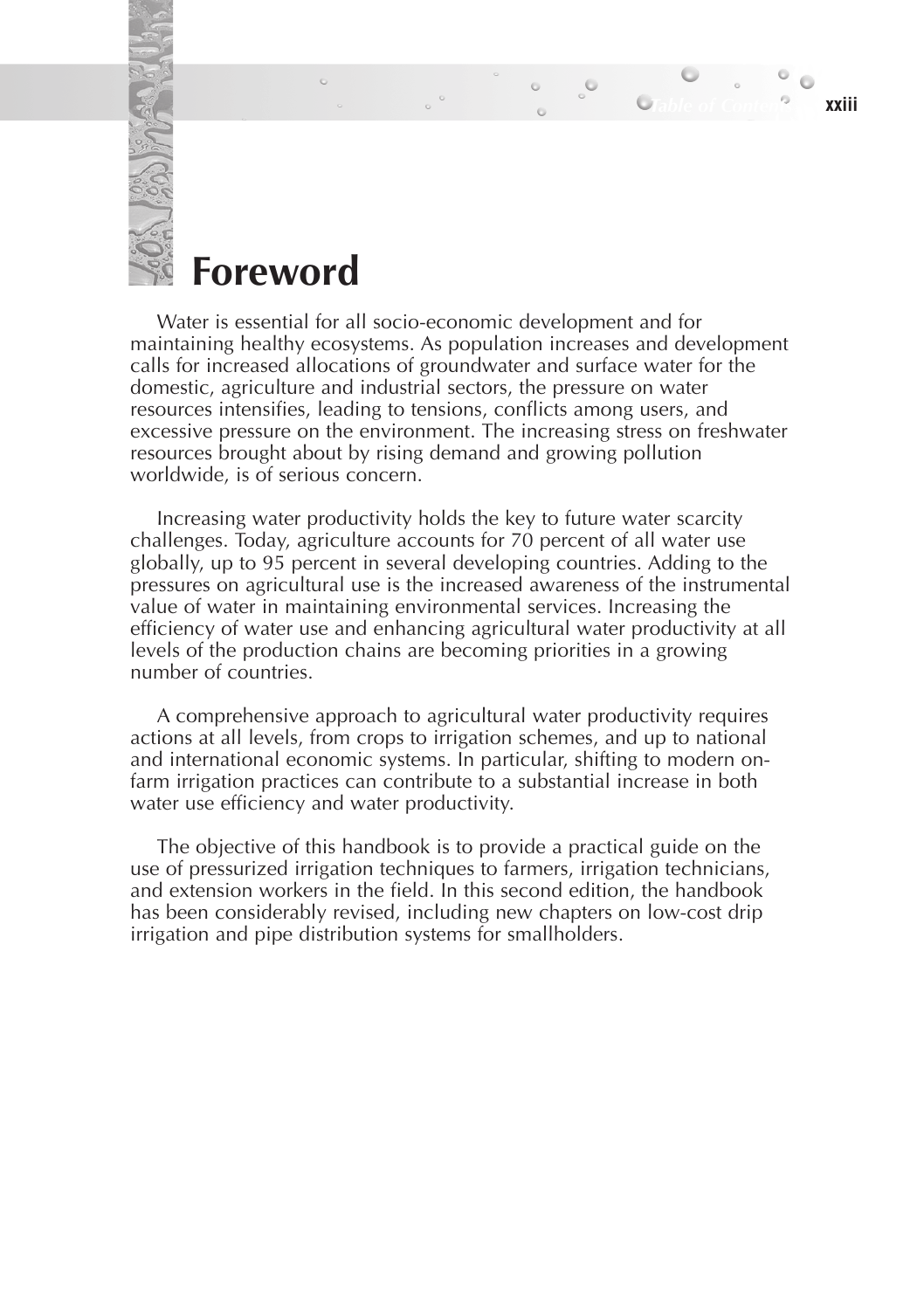# Foreword

Water is essential for all socio-economic development and for maintaining healthy ecosystems. As population increases and development calls for increased allocations of groundwater and surface water for the domestic, agriculture and industrial sectors, the pressure on water resources intensifies, leading to tensions, conflicts among users, and excessive pressure on the environment. The increasing stress on freshwater resources brought about by rising demand and growing pollution worldwide, is of serious concern.

Increasing water productivity holds the key to future water scarcity challenges. Today, agriculture accounts for 70 percent of all water use globally, up to 95 percent in several developing countries. Adding to the pressures on agricultural use is the increased awareness of the instrumental value of water in maintaining environmental services. Increasing the efficiency of water use and enhancing agricultural water productivity at all levels of the production chains are becoming priorities in a growing number of countries.

A comprehensive approach to agricultural water productivity requires actions at all levels, from crops to irrigation schemes, and up to national and international economic systems. In particular, shifting to modern on-farm irrigation practices can contribute to a substantial increase in both water use efficiency and water productivity.

The objective of this handbook is to provide a practical guide on the use of pressurized irrigation techniques to farmers, irrigation technicians, and extension workers in the field. In this second edition, the handbook has been considerably revised, including new chapters on low-cost drip irrigation and pipe distribution systems for smallholders.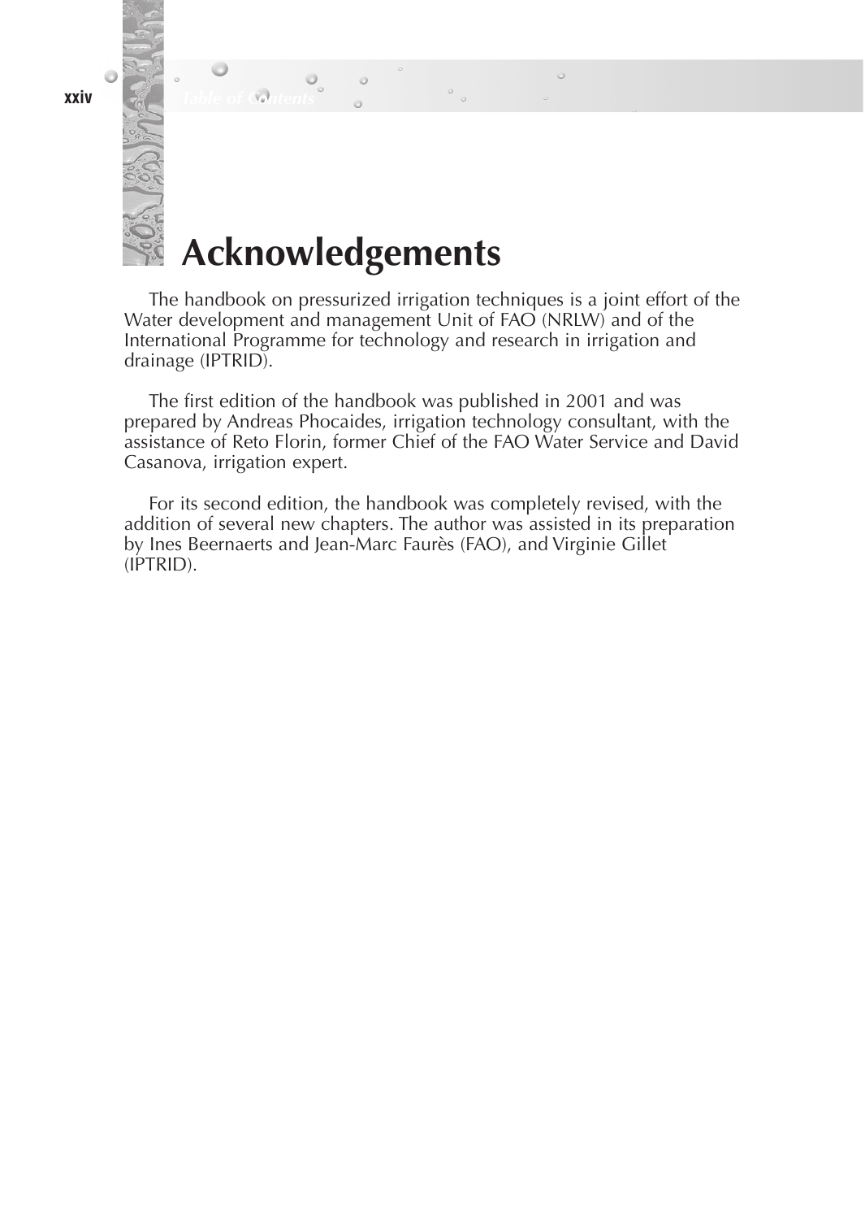# Acknowledgements

The handbook on pressurized irrigation techniques is a joint effort of the Water development and management Unit of FAO (NRLW) and of the International Programme for technology and research in irrigation and drainage (IPTRID).

The first edition of the handbook was published in 2001 and was prepared by Andreas Phocaides, irrigation technology consultant, with the assistance of Reto Florin, former Chief of the FAO Water Service and David Casanova, irrigation expert.

For its second edition, the handbook was completely revised, with the addition of several new chapters. The author was assisted in its preparation by Ines Beernaerts and Jean-Marc Faurès (FAO), and Virginie Gillet (IPTRID).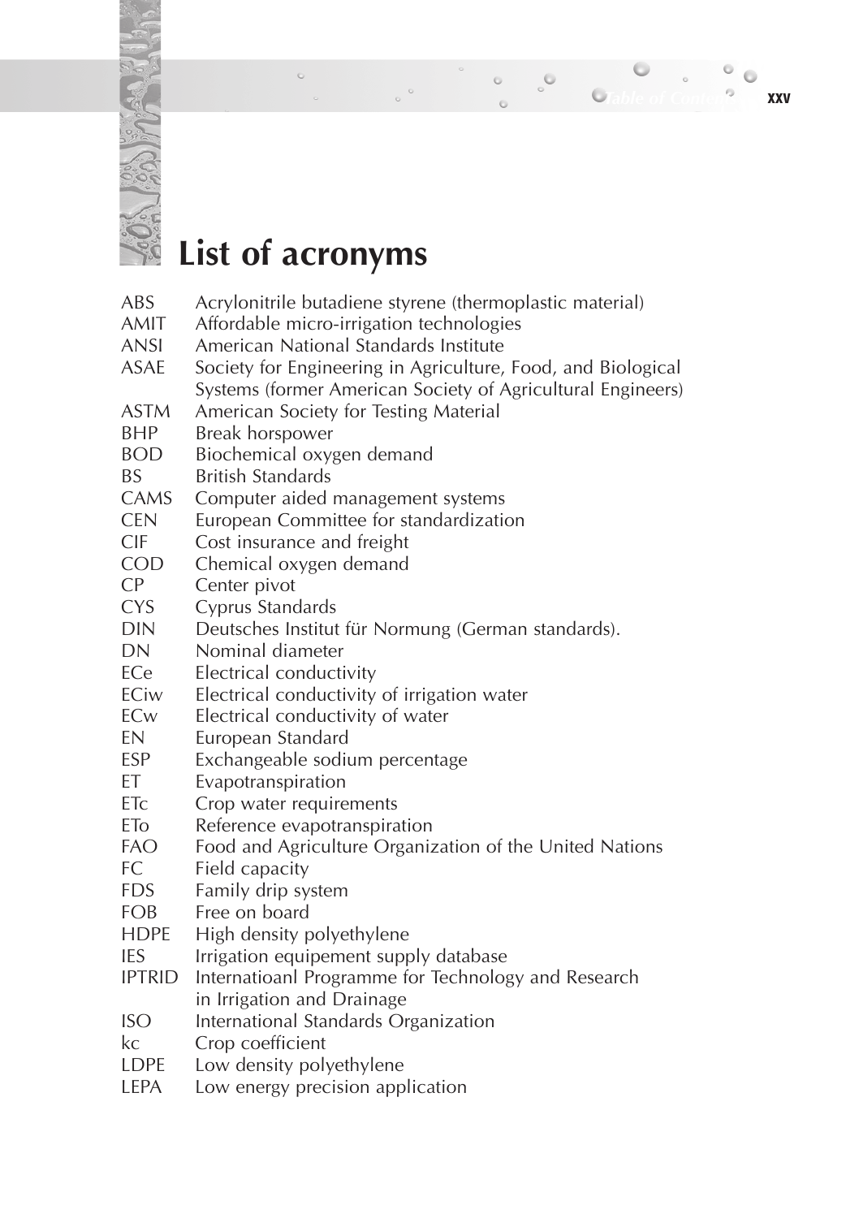# List of acronyms

| | |
|---|---|
| ABS | Acrylonitrile butadiene styrene (thermoplastic material) |
| AMIT | Affordable micro-irrigation technologies |
| ANSI | American National Standards Institute |
| ASAE | Society for Engineering in Agriculture, Food, and Biological Systems (former American Society of Agricultural Engineers) |
| ASTM | American Society for Testing Material |
| BHP | Break horspower |
| BOD | Biochemical oxygen demand |
| BS | British Standards |
| CAMS | Computer aided management systems |
| CEN | European Committee for standardization |
| CIF | Cost insurance and freight |
| COD | Chemical oxygen demand |
| CP | Center pivot |
| CYS | Cyprus Standards |
| DIN | Deutsches Institut für Normung (German standards). |
| DN | Nominal diameter |
| ECe | Electrical conductivity |
| ECiw | Electrical conductivity of irrigation water |
| ECw | Electrical conductivity of water |
| EN | European Standard |
| ESP | Exchangeable sodium percentage |
| ET | Evapotranspiration |
| ETc | Crop water requirements |
| ETo | Reference evapotranspiration |
| FAO | Food and Agriculture Organization of the United Nations |
| FC | Field capacity |
| FDS | Family drip system |
| FOB | Free on board |
| HDPE | High density polyethylene |
| IES | Irrigation equipement supply database |
| IPTRID | Internatioanl Programme for Technology and Research in Irrigation and Drainage |
| ISO | International Standards Organization |
| kc | Crop coefficient |
| LDPE | Low density polyethylene |
| LEPA | Low energy precision application |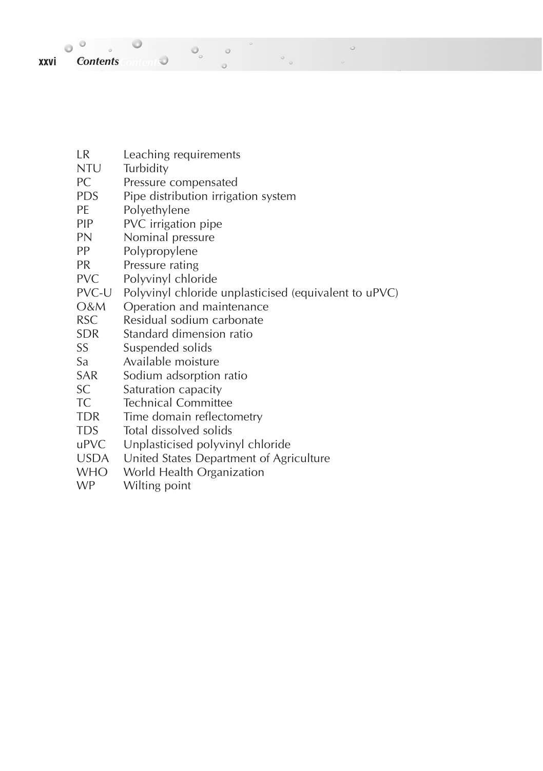| | |
|---|---|
| LR | Leaching requirements |
| NTU | Turbidity |
| PC | Pressure compensated |
| PDS | Pipe distribution irrigation system |
| PE | Polyethylene |
| PIP | PVC irrigation pipe |
| PN | Nominal pressure |
| PP | Polypropylene |
| PR | Pressure rating |
| PVC | Polyvinyl chloride |
| PVC-U | Polyvinyl chloride unplasticised (equivalent to uPVC) |
| O&M | Operation and maintenance |
| RSC | Residual sodium carbonate |
| SDR | Standard dimension ratio |
| SS | Suspended solids |
| Sa | Available moisture |
| SAR | Sodium adsorption ratio |
| SC | Saturation capacity |
| TC | Technical Committee |
| TDR | Time domain reflectometry |
| TDS | Total dissolved solids |
| uPVC | Unplasticised polyvinyl chloride |
| USDA | United States Department of Agriculture |
| WHO | World Health Organization |
| WP | Wilting point |